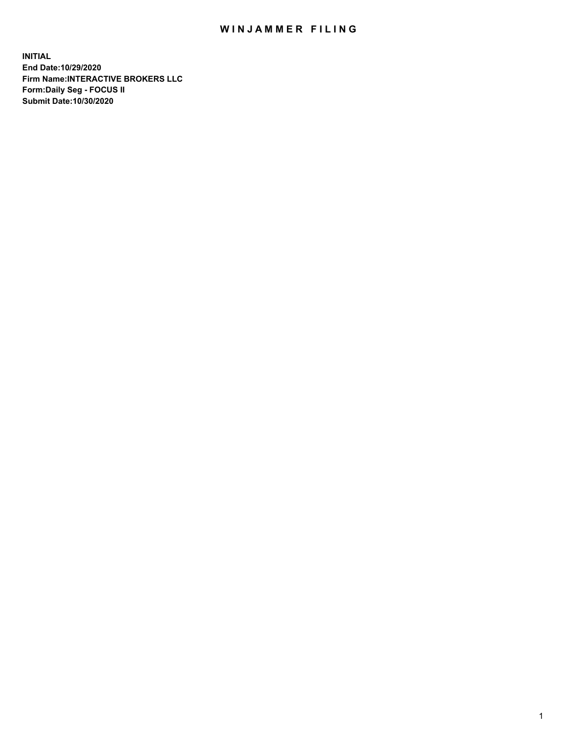# WINJAMMER FILING

**INITIAL**
**End Date:10/29/2020**
**Firm Name:INTERACTIVE BROKERS LLC**
**Form:Daily Seg - FOCUS II**
**Submit Date:10/30/2020**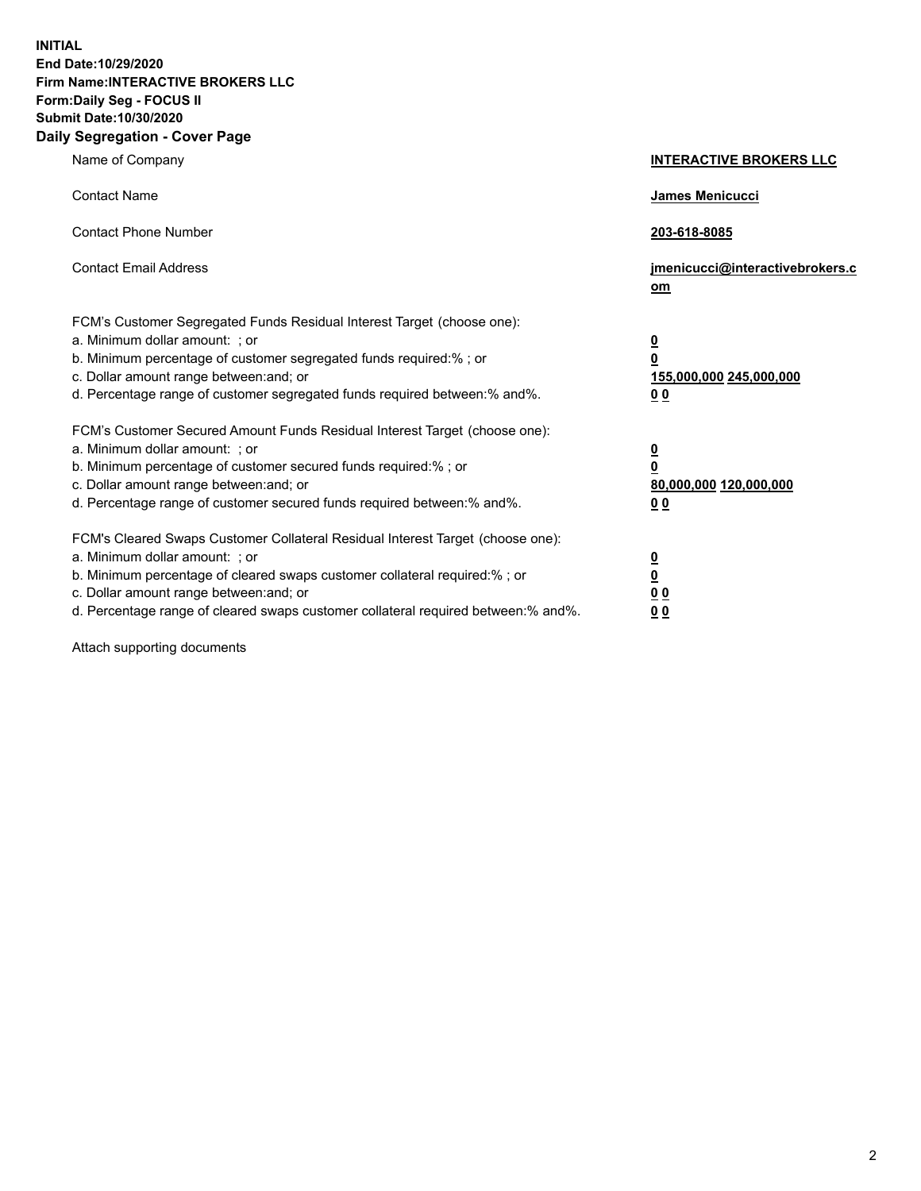**INITIAL**
**End Date:10/29/2020**
**Firm Name:INTERACTIVE BROKERS LLC**
**Form:Daily Seg - FOCUS II**
**Submit Date:10/30/2020**

## Daily Segregation - Cover Page

| | |
|---|---|
| Name of Company | **INTERACTIVE BROKERS LLC** |
| Contact Name | **James Menicucci** |
| Contact Phone Number | **203-618-8085** |
| Contact Email Address | **jmenicucci@interactivebrokers.com** |
| FCM's Customer Segregated Funds Residual Interest Target (choose one): | |
| a. Minimum dollar amount: ; or | **0** |
| b. Minimum percentage of customer segregated funds required:% ; or | **0** |
| c. Dollar amount range between:and; or | **155,000,000 245,000,000** |
| d. Percentage range of customer segregated funds required between:% and%. | **0 0** |
| FCM's Customer Secured Amount Funds Residual Interest Target (choose one): | |
| a. Minimum dollar amount: ; or | **0** |
| b. Minimum percentage of customer secured funds required:% ; or | **0** |
| c. Dollar amount range between:and; or | **80,000,000 120,000,000** |
| d. Percentage range of customer secured funds required between:% and%. | **0 0** |
| FCM's Cleared Swaps Customer Collateral Residual Interest Target (choose one): | |
| a. Minimum dollar amount: ; or | **0** |
| b. Minimum percentage of cleared swaps customer collateral required:% ; or | **0** |
| c. Dollar amount range between:and; or | **0 0** |
| d. Percentage range of cleared swaps customer collateral required between:% and%. | **0 0** |

Attach supporting documents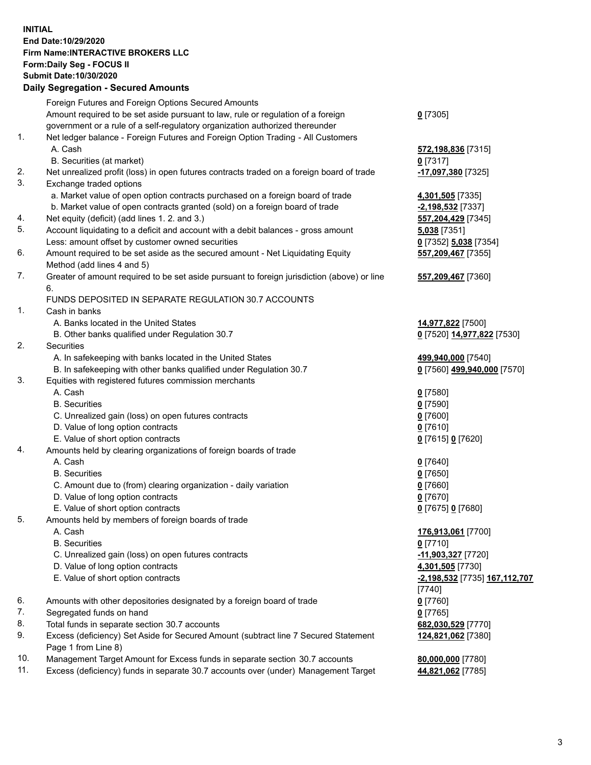**INITIAL**
**End Date:10/29/2020**
**Firm Name:INTERACTIVE BROKERS LLC**
**Form:Daily Seg - FOCUS II**
**Submit Date:10/30/2020**

### Daily Segregation - Secured Amounts

| | | |
|---|---|---|
| | Foreign Futures and Foreign Options Secured Amounts | |
| | Amount required to be set aside pursuant to law, rule or regulation of a foreign government or a rule of a self-regulatory organization authorized thereunder | **0** [7305] |
| 1. | Net ledger balance - Foreign Futures and Foreign Option Trading - All Customers | |
| | A. Cash | **572,198,836** [7315] |
| | B. Securities (at market) | **0** [7317] |
| 2. | Net unrealized profit (loss) in open futures contracts traded on a foreign board of trade | **-17,097,380** [7325] |
| 3. | Exchange traded options | |
| | a. Market value of open option contracts purchased on a foreign board of trade | **4,301,505** [7335] |
| | b. Market value of open contracts granted (sold) on a foreign board of trade | **-2,198,532** [7337] |
| 4. | Net equity (deficit) (add lines 1. 2. and 3.) | **557,204,429** [7345] |
| 5. | Account liquidating to a deficit and account with a debit balances - gross amount | **5,038** [7351] |
| | Less: amount offset by customer owned securities | **0** [7352] **5,038** [7354] |
| 6. | Amount required to be set aside as the secured amount - Net Liquidating Equity Method (add lines 4 and 5) | **557,209,467** [7355] |
| 7. | Greater of amount required to be set aside pursuant to foreign jurisdiction (above) or line 6. | **557,209,467** [7360] |
| | FUNDS DEPOSITED IN SEPARATE REGULATION 30.7 ACCOUNTS | |
| 1. | Cash in banks | |
| | A. Banks located in the United States | **14,977,822** [7500] |
| | B. Other banks qualified under Regulation 30.7 | **0** [7520] **14,977,822** [7530] |
| 2. | Securities | |
| | A. In safekeeping with banks located in the United States | **499,940,000** [7540] |
| | B. In safekeeping with other banks qualified under Regulation 30.7 | **0** [7560] **499,940,000** [7570] |
| 3. | Equities with registered futures commission merchants | |
| | A. Cash | **0** [7580] |
| | B. Securities | **0** [7590] |
| | C. Unrealized gain (loss) on open futures contracts | **0** [7600] |
| | D. Value of long option contracts | **0** [7610] |
| | E. Value of short option contracts | **0** [7615] **0** [7620] |
| 4. | Amounts held by clearing organizations of foreign boards of trade | |
| | A. Cash | **0** [7640] |
| | B. Securities | **0** [7650] |
| | C. Amount due to (from) clearing organization - daily variation | **0** [7660] |
| | D. Value of long option contracts | **0** [7670] |
| | E. Value of short option contracts | **0** [7675] **0** [7680] |
| 5. | Amounts held by members of foreign boards of trade | |
| | A. Cash | **176,913,061** [7700] |
| | B. Securities | **0** [7710] |
| | C. Unrealized gain (loss) on open futures contracts | **-11,903,327** [7720] |
| | D. Value of long option contracts | **4,301,505** [7730] |
| | E. Value of short option contracts | **-2,198,532** [7735] **167,112,707** [7740] |
| 6. | Amounts with other depositories designated by a foreign board of trade | **0** [7760] |
| 7. | Segregated funds on hand | **0** [7765] |
| 8. | Total funds in separate section 30.7 accounts | **682,030,529** [7770] |
| 9. | Excess (deficiency) Set Aside for Secured Amount (subtract line 7 Secured Statement Page 1 from Line 8) | **124,821,062** [7380] |
| 10. | Management Target Amount for Excess funds in separate section 30.7 accounts | **80,000,000** [7780] |
| 11. | Excess (deficiency) funds in separate 30.7 accounts over (under) Management Target | **44,821,062** [7785] |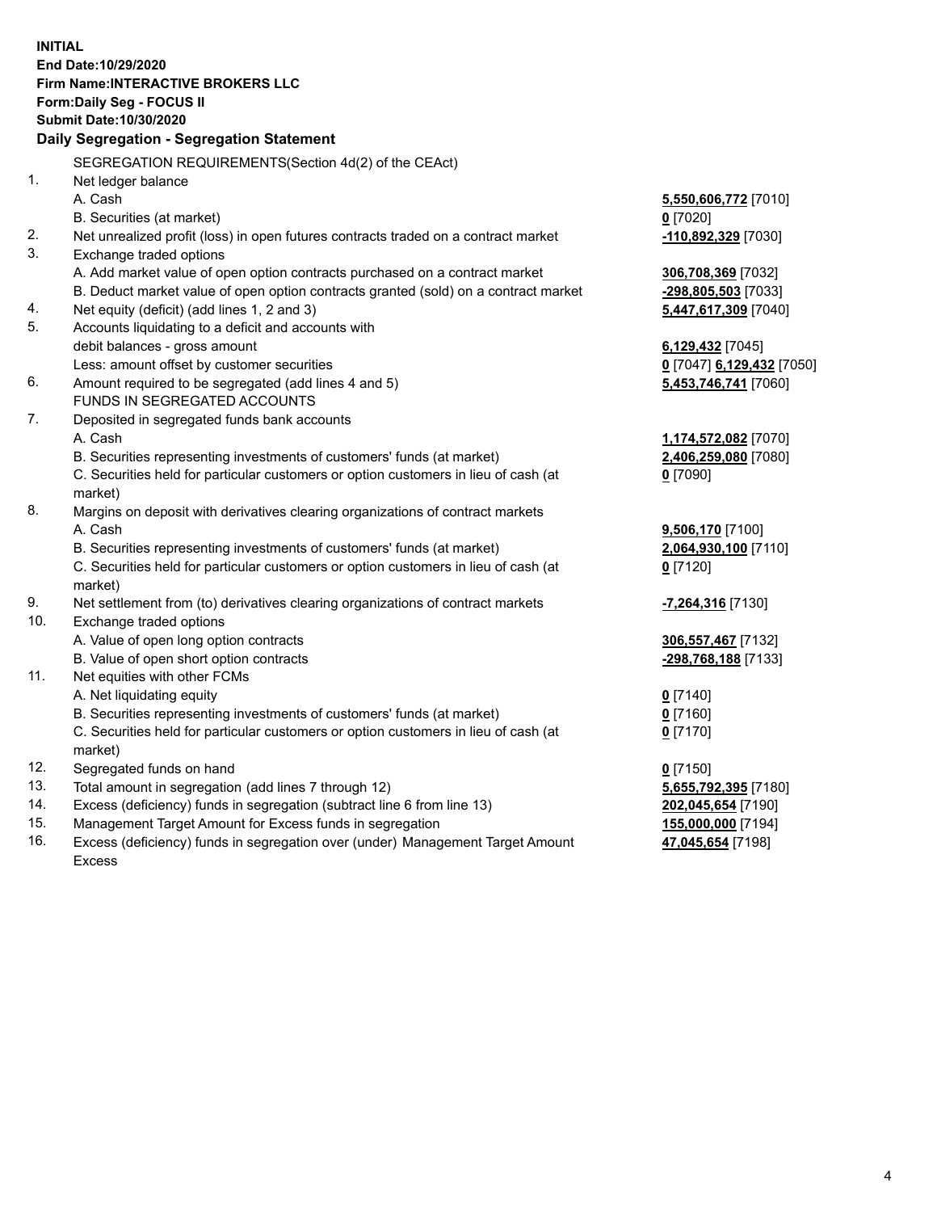**INITIAL**
**End Date:10/29/2020**
**Firm Name:INTERACTIVE BROKERS LLC**
**Form:Daily Seg - FOCUS II**
**Submit Date:10/30/2020**

## Daily Segregation - Segregation Statement

SEGREGATION REQUIREMENTS(Section 4d(2) of the CEAct)

| | | |
|---|---|---|
| 1. | Net ledger balance | |
| | A. Cash | **5,550,606,772** [7010] |
| | B. Securities (at market) | **0** [7020] |
| 2. | Net unrealized profit (loss) in open futures contracts traded on a contract market | **-110,892,329** [7030] |
| 3. | Exchange traded options | |
| | A. Add market value of open option contracts purchased on a contract market | **306,708,369** [7032] |
| | B. Deduct market value of open option contracts granted (sold) on a contract market | **-298,805,503** [7033] |
| 4. | Net equity (deficit) (add lines 1, 2 and 3) | **5,447,617,309** [7040] |
| 5. | Accounts liquidating to a deficit and accounts with | |
| | debit balances - gross amount | **6,129,432** [7045] |
| | Less: amount offset by customer securities | **0** [7047] **6,129,432** [7050] |
| 6. | Amount required to be segregated (add lines 4 and 5) | **5,453,746,741** [7060] |
| | FUNDS IN SEGREGATED ACCOUNTS | |
| 7. | Deposited in segregated funds bank accounts | |
| | A. Cash | **1,174,572,082** [7070] |
| | B. Securities representing investments of customers' funds (at market) | **2,406,259,080** [7080] |
| | C. Securities held for particular customers or option customers in lieu of cash (at market) | **0** [7090] |
| 8. | Margins on deposit with derivatives clearing organizations of contract markets | |
| | A. Cash | **9,506,170** [7100] |
| | B. Securities representing investments of customers' funds (at market) | **2,064,930,100** [7110] |
| | C. Securities held for particular customers or option customers in lieu of cash (at market) | **0** [7120] |
| 9. | Net settlement from (to) derivatives clearing organizations of contract markets | **-7,264,316** [7130] |
| 10. | Exchange traded options | |
| | A. Value of open long option contracts | **306,557,467** [7132] |
| | B. Value of open short option contracts | **-298,768,188** [7133] |
| 11. | Net equities with other FCMs | |
| | A. Net liquidating equity | **0** [7140] |
| | B. Securities representing investments of customers' funds (at market) | **0** [7160] |
| | C. Securities held for particular customers or option customers in lieu of cash (at market) | **0** [7170] |
| 12. | Segregated funds on hand | **0** [7150] |
| 13. | Total amount in segregation (add lines 7 through 12) | **5,655,792,395** [7180] |
| 14. | Excess (deficiency) funds in segregation (subtract line 6 from line 13) | **202,045,654** [7190] |
| 15. | Management Target Amount for Excess funds in segregation | **155,000,000** [7194] |
| 16. | Excess (deficiency) funds in segregation over (under) Management Target Amount Excess | **47,045,654** [7198] |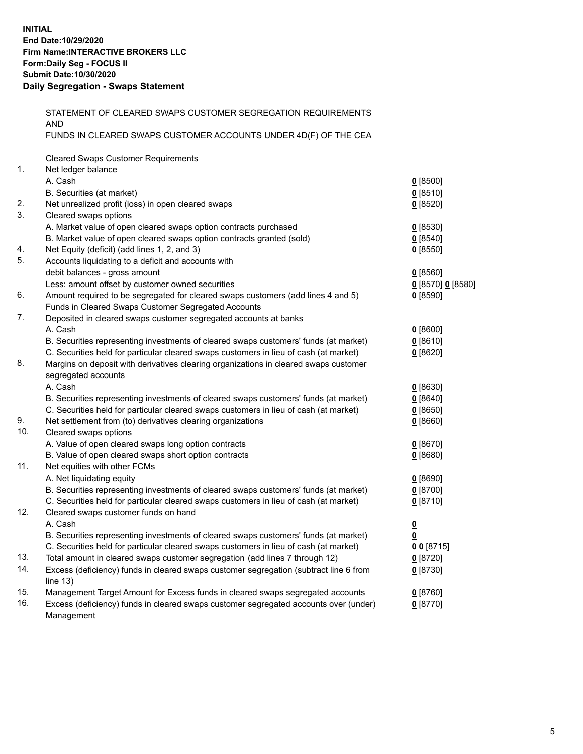**INITIAL**
**End Date:10/29/2020**
**Firm Name:INTERACTIVE BROKERS LLC**
**Form:Daily Seg - FOCUS II**
**Submit Date:10/30/2020**
**Daily Segregation - Swaps Statement**

STATEMENT OF CLEARED SWAPS CUSTOMER SEGREGATION REQUIREMENTS AND FUNDS IN CLEARED SWAPS CUSTOMER ACCOUNTS UNDER 4D(F) OF THE CEA

| | | |
|---|---|---|
| | Cleared Swaps Customer Requirements | |
| 1. | Net ledger balance | |
| | A. Cash | 0 [8500] |
| | B. Securities (at market) | 0 [8510] |
| 2. | Net unrealized profit (loss) in open cleared swaps | 0 [8520] |
| 3. | Cleared swaps options | |
| | A. Market value of open cleared swaps option contracts purchased | 0 [8530] |
| | B. Market value of open cleared swaps option contracts granted (sold) | 0 [8540] |
| 4. | Net Equity (deficit) (add lines 1, 2, and 3) | 0 [8550] |
| 5. | Accounts liquidating to a deficit and accounts with debit balances - gross amount | 0 [8560] |
| | Less: amount offset by customer owned securities | 0 [8570] 0 [8580] |
| 6. | Amount required to be segregated for cleared swaps customers (add lines 4 and 5) | 0 [8590] |
| | Funds in Cleared Swaps Customer Segregated Accounts | |
| 7. | Deposited in cleared swaps customer segregated accounts at banks | |
| | A. Cash | 0 [8600] |
| | B. Securities representing investments of cleared swaps customers' funds (at market) | 0 [8610] |
| | C. Securities held for particular cleared swaps customers in lieu of cash (at market) | 0 [8620] |
| 8. | Margins on deposit with derivatives clearing organizations in cleared swaps customer segregated accounts | |
| | A. Cash | 0 [8630] |
| | B. Securities representing investments of cleared swaps customers' funds (at market) | 0 [8640] |
| | C. Securities held for particular cleared swaps customers in lieu of cash (at market) | 0 [8650] |
| 9. | Net settlement from (to) derivatives clearing organizations | 0 [8660] |
| 10. | Cleared swaps options | |
| | A. Value of open cleared swaps long option contracts | 0 [8670] |
| | B. Value of open cleared swaps short option contracts | 0 [8680] |
| 11. | Net equities with other FCMs | |
| | A. Net liquidating equity | 0 [8690] |
| | B. Securities representing investments of cleared swaps customers' funds (at market) | 0 [8700] |
| | C. Securities held for particular cleared swaps customers in lieu of cash (at market) | 0 [8710] |
| 12. | Cleared swaps customer funds on hand | |
| | A. Cash | 0 |
| | B. Securities representing investments of cleared swaps customers' funds (at market) | 0 |
| | C. Securities held for particular cleared swaps customers in lieu of cash (at market) | 0 0 [8715] |
| 13. | Total amount in cleared swaps customer segregation (add lines 7 through 12) | 0 [8720] |
| 14. | Excess (deficiency) funds in cleared swaps customer segregation (subtract line 6 from line 13) | 0 [8730] |
| 15. | Management Target Amount for Excess funds in cleared swaps segregated accounts | 0 [8760] |
| 16. | Excess (deficiency) funds in cleared swaps customer segregated accounts over (under) Management | 0 [8770] |